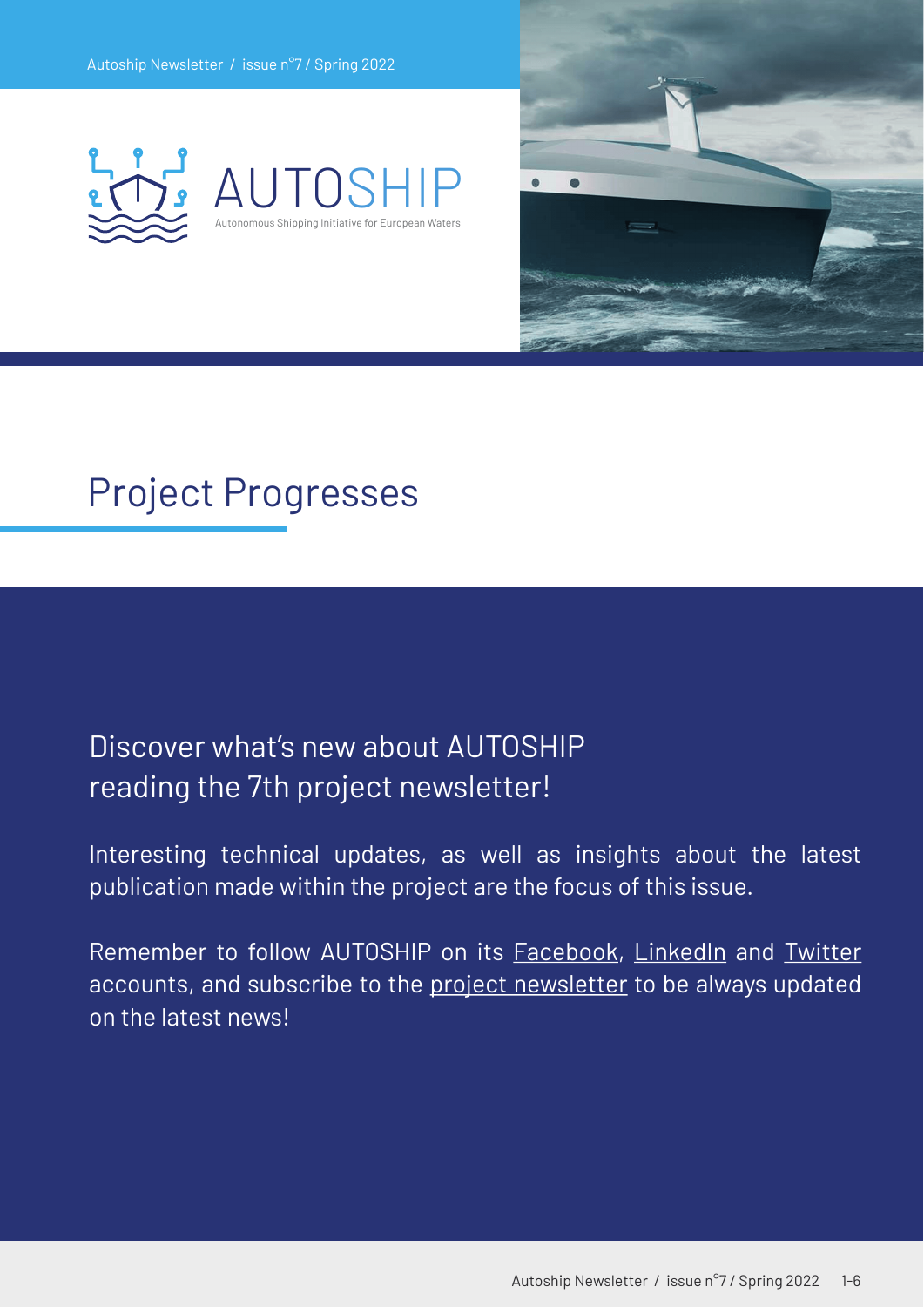# AUTOSHIP

Autonomous Shipping Initiative for European Waters

## Project Progresses

### Discover what's new about AUTOSHIP reading the 7th project newsletter!

Interesting technical updates, as well as insights about the latest publication made within the project are the focus of this issue.

Remember to follow AUTOSHIP on its Facebook, LinkedIn and Twitter accounts, and subscribe to the project newsletter to be always updated on the latest news!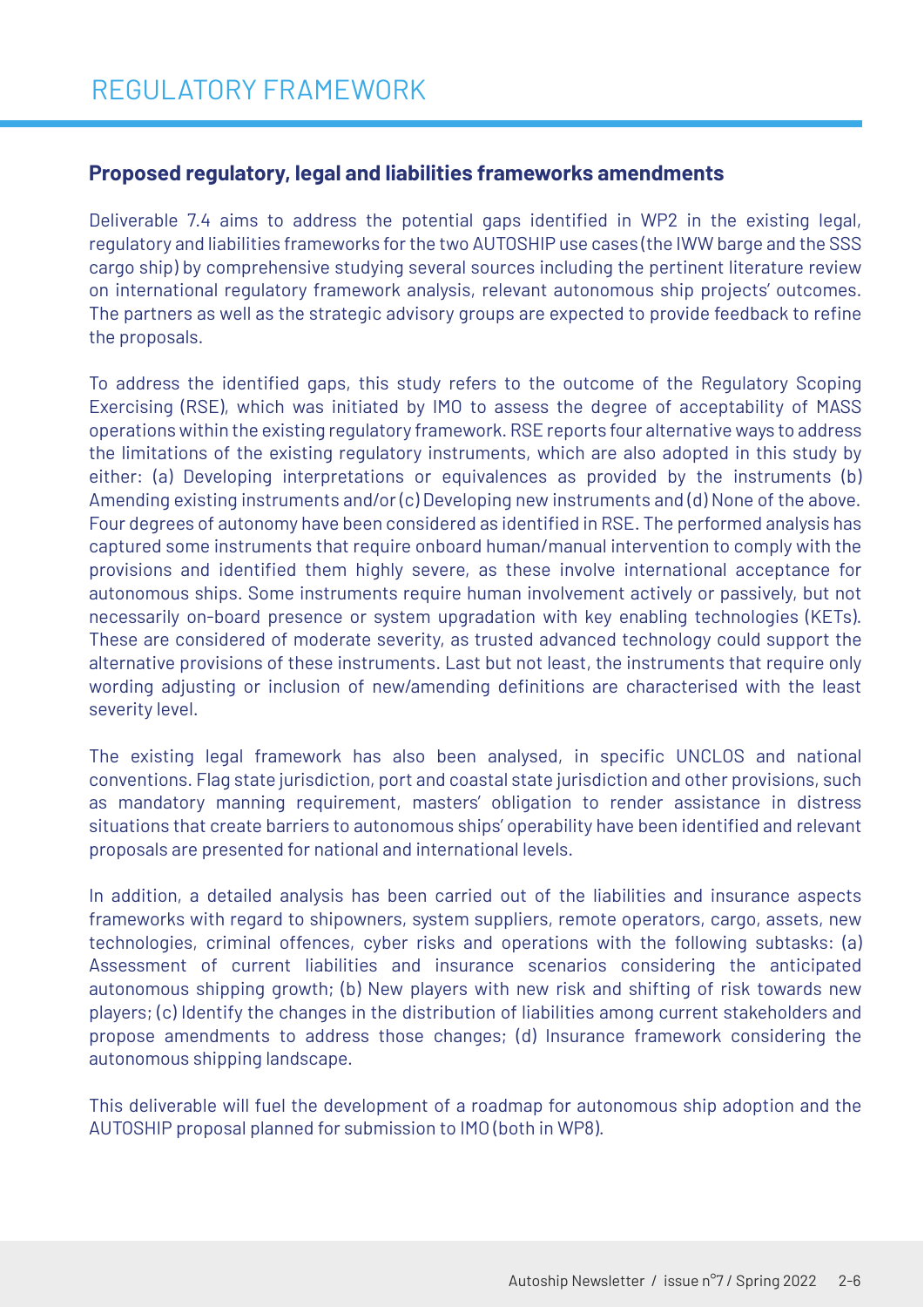# REGULATORY FRAMEWORK

## Proposed regulatory, legal and liabilities frameworks amendments

Deliverable 7.4 aims to address the potential gaps identified in WP2 in the existing legal, regulatory and liabilities frameworks for the two AUTOSHIP use cases (the IWW barge and the SSS cargo ship) by comprehensive studying several sources including the pertinent literature review on international regulatory framework analysis, relevant autonomous ship projects' outcomes. The partners as well as the strategic advisory groups are expected to provide feedback to refine the proposals.

To address the identified gaps, this study refers to the outcome of the Regulatory Scoping Exercising (RSE), which was initiated by IMO to assess the degree of acceptability of MASS operations within the existing regulatory framework. RSE reports four alternative ways to address the limitations of the existing regulatory instruments, which are also adopted in this study by either: (a) Developing interpretations or equivalences as provided by the instruments (b) Amending existing instruments and/or (c) Developing new instruments and (d) None of the above. Four degrees of autonomy have been considered as identified in RSE. The performed analysis has captured some instruments that require onboard human/manual intervention to comply with the provisions and identified them highly severe, as these involve international acceptance for autonomous ships. Some instruments require human involvement actively or passively, but not necessarily on-board presence or system upgradation with key enabling technologies (KETs). These are considered of moderate severity, as trusted advanced technology could support the alternative provisions of these instruments. Last but not least, the instruments that require only wording adjusting or inclusion of new/amending definitions are characterised with the least severity level.

The existing legal framework has also been analysed, in specific UNCLOS and national conventions. Flag state jurisdiction, port and coastal state jurisdiction and other provisions, such as mandatory manning requirement, masters' obligation to render assistance in distress situations that create barriers to autonomous ships' operability have been identified and relevant proposals are presented for national and international levels.

In addition, a detailed analysis has been carried out of the liabilities and insurance aspects frameworks with regard to shipowners, system suppliers, remote operators, cargo, assets, new technologies, criminal offences, cyber risks and operations with the following subtasks: (a) Assessment of current liabilities and insurance scenarios considering the anticipated autonomous shipping growth; (b) New players with new risk and shifting of risk towards new players; (c) Identify the changes in the distribution of liabilities among current stakeholders and propose amendments to address those changes; (d) Insurance framework considering the autonomous shipping landscape.

This deliverable will fuel the development of a roadmap for autonomous ship adoption and the AUTOSHIP proposal planned for submission to IMO (both in WP8).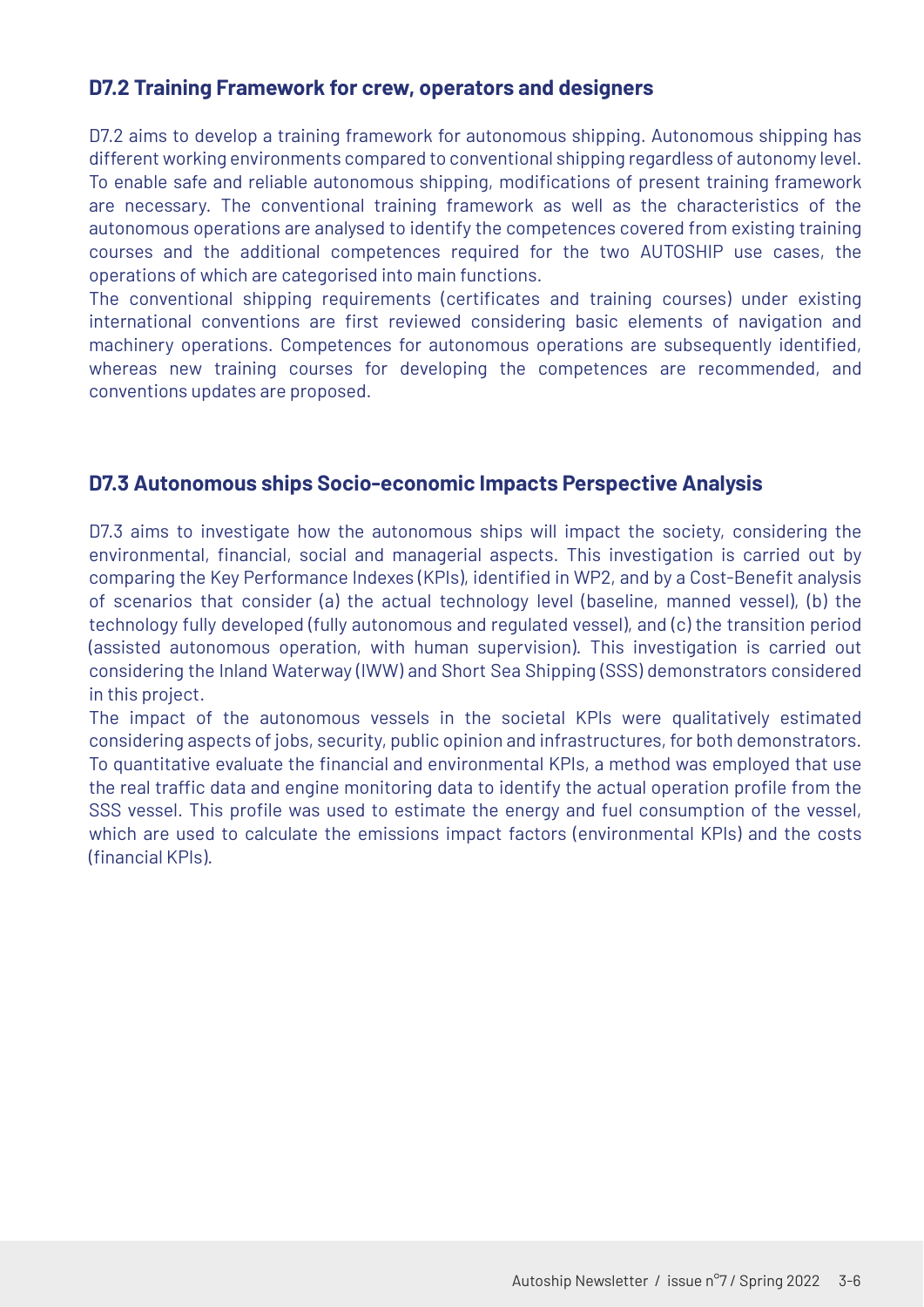## D7.2 Training Framework for crew, operators and designers

D7.2 aims to develop a training framework for autonomous shipping. Autonomous shipping has different working environments compared to conventional shipping regardless of autonomy level. To enable safe and reliable autonomous shipping, modifications of present training framework are necessary. The conventional training framework as well as the characteristics of the autonomous operations are analysed to identify the competences covered from existing training courses and the additional competences required for the two AUTOSHIP use cases, the operations of which are categorised into main functions.

The conventional shipping requirements (certificates and training courses) under existing international conventions are first reviewed considering basic elements of navigation and machinery operations. Competences for autonomous operations are subsequently identified, whereas new training courses for developing the competences are recommended, and conventions updates are proposed.

## D7.3 Autonomous ships Socio-economic Impacts Perspective Analysis

D7.3 aims to investigate how the autonomous ships will impact the society, considering the environmental, financial, social and managerial aspects. This investigation is carried out by comparing the Key Performance Indexes (KPIs), identified in WP2, and by a Cost-Benefit analysis of scenarios that consider (a) the actual technology level (baseline, manned vessel), (b) the technology fully developed (fully autonomous and regulated vessel), and (c) the transition period (assisted autonomous operation, with human supervision). This investigation is carried out considering the Inland Waterway (IWW) and Short Sea Shipping (SSS) demonstrators considered in this project.

The impact of the autonomous vessels in the societal KPIs were qualitatively estimated considering aspects of jobs, security, public opinion and infrastructures, for both demonstrators. To quantitative evaluate the financial and environmental KPIs, a method was employed that use the real traffic data and engine monitoring data to identify the actual operation profile from the SSS vessel. This profile was used to estimate the energy and fuel consumption of the vessel, which are used to calculate the emissions impact factors (environmental KPIs) and the costs (financial KPIs).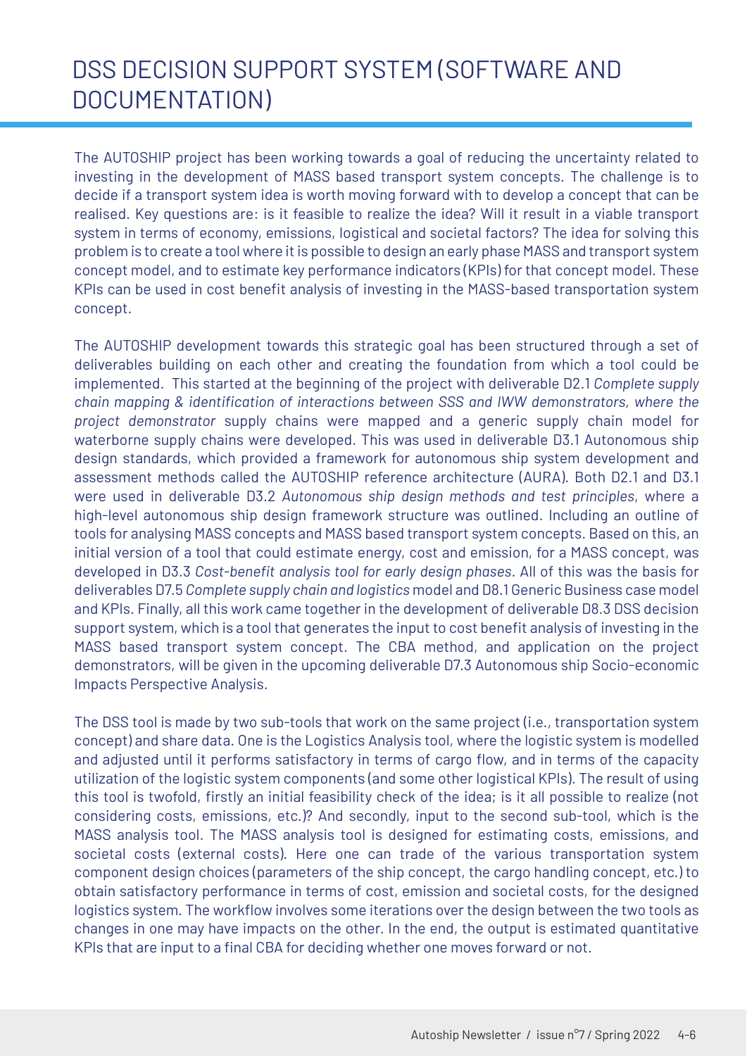# DSS DECISION SUPPORT SYSTEM (SOFTWARE AND DOCUMENTATION)

The AUTOSHIP project has been working towards a goal of reducing the uncertainty related to investing in the development of MASS based transport system concepts. The challenge is to decide if a transport system idea is worth moving forward with to develop a concept that can be realised. Key questions are: is it feasible to realize the idea? Will it result in a viable transport system in terms of economy, emissions, logistical and societal factors? The idea for solving this problem is to create a tool where it is possible to design an early phase MASS and transport system concept model, and to estimate key performance indicators (KPIs) for that concept model. These KPIs can be used in cost benefit analysis of investing in the MASS-based transportation system concept.

The AUTOSHIP development towards this strategic goal has been structured through a set of deliverables building on each other and creating the foundation from which a tool could be implemented. This started at the beginning of the project with deliverable D2.1 *Complete supply chain mapping & identification of interactions between SSS and IWW demonstrators, where the project demonstrator* supply chains were mapped and a generic supply chain model for waterborne supply chains were developed. This was used in deliverable D3.1 Autonomous ship design standards, which provided a framework for autonomous ship system development and assessment methods called the AUTOSHIP reference architecture (AURA). Both D2.1 and D3.1 were used in deliverable D3.2 *Autonomous ship design methods and test principles*, where a high-level autonomous ship design framework structure was outlined. Including an outline of tools for analysing MASS concepts and MASS based transport system concepts. Based on this, an initial version of a tool that could estimate energy, cost and emission, for a MASS concept, was developed in D3.3 *Cost-benefit analysis tool for early design phases*. All of this was the basis for deliverables D7.5 *Complete supply chain and logistics* model and D8.1 Generic Business case model and KPIs. Finally, all this work came together in the development of deliverable D8.3 DSS decision support system, which is a tool that generates the input to cost benefit analysis of investing in the MASS based transport system concept. The CBA method, and application on the project demonstrators, will be given in the upcoming deliverable D7.3 Autonomous ship Socio-economic Impacts Perspective Analysis.

The DSS tool is made by two sub-tools that work on the same project (i.e., transportation system concept) and share data. One is the Logistics Analysis tool, where the logistic system is modelled and adjusted until it performs satisfactory in terms of cargo flow, and in terms of the capacity utilization of the logistic system components (and some other logistical KPIs). The result of using this tool is twofold, firstly an initial feasibility check of the idea; is it all possible to realize (not considering costs, emissions, etc.)? And secondly, input to the second sub-tool, which is the MASS analysis tool. The MASS analysis tool is designed for estimating costs, emissions, and societal costs (external costs). Here one can trade of the various transportation system component design choices (parameters of the ship concept, the cargo handling concept, etc.) to obtain satisfactory performance in terms of cost, emission and societal costs, for the designed logistics system. The workflow involves some iterations over the design between the two tools as changes in one may have impacts on the other. In the end, the output is estimated quantitative KPIs that are input to a final CBA for deciding whether one moves forward or not.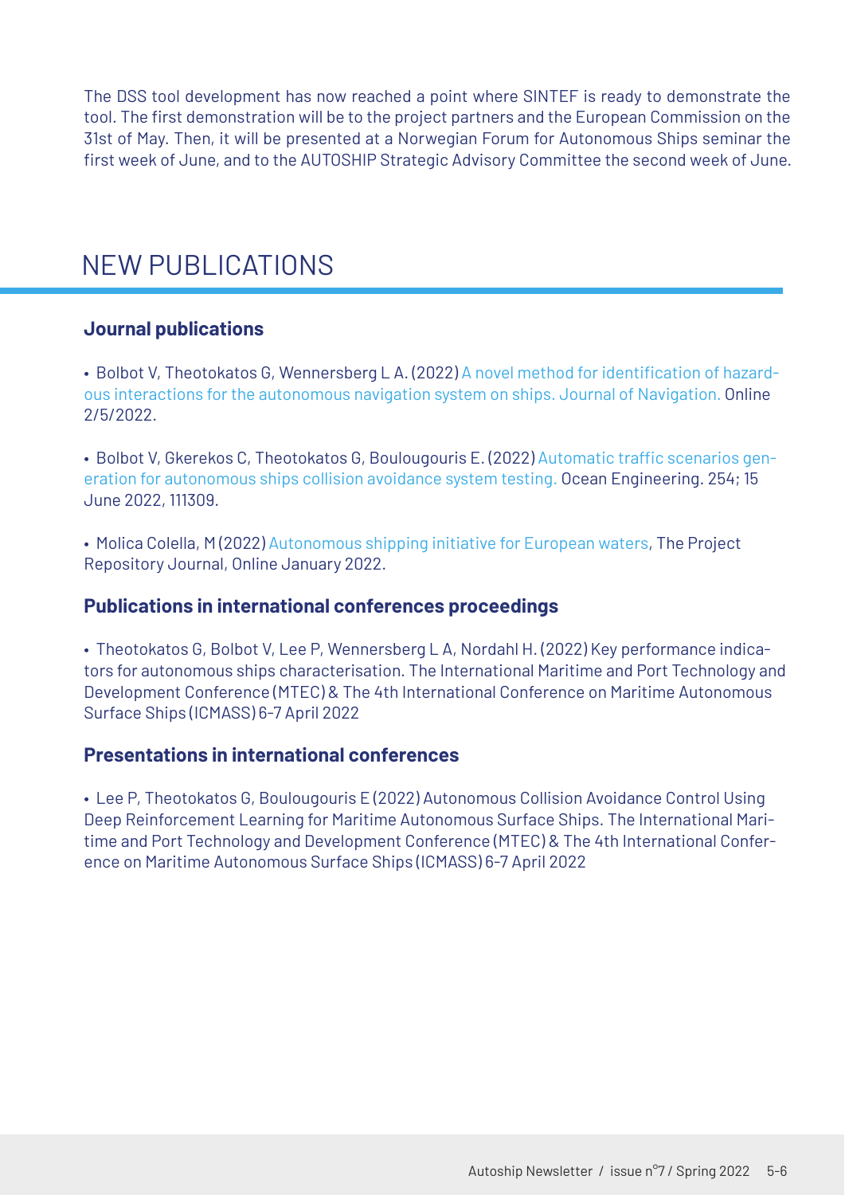The DSS tool development has now reached a point where SINTEF is ready to demonstrate the tool. The first demonstration will be to the project partners and the European Commission on the 31st of May. Then, it will be presented at a Norwegian Forum for Autonomous Ships seminar the first week of June, and to the AUTOSHIP Strategic Advisory Committee the second week of June.

# NEW PUBLICATIONS

## Journal publications

- Bolbot V, Theotokatos G, Wennersberg L A. (2022) A novel method for identification of hazardous interactions for the autonomous navigation system on ships. Journal of Navigation. Online 2/5/2022.

- Bolbot V, Gkerekos C, Theotokatos G, Boulougouris E. (2022) Automatic traffic scenarios generation for autonomous ships collision avoidance system testing. Ocean Engineering. 254; 15 June 2022, 111309.

- Molica Colella, M (2022) Autonomous shipping initiative for European waters, The Project Repository Journal, Online January 2022.

## Publications in international conferences proceedings

- Theotokatos G, Bolbot V, Lee P, Wennersberg L A, Nordahl H. (2022) Key performance indicators for autonomous ships characterisation. The International Maritime and Port Technology and Development Conference (MTEC) & The 4th International Conference on Maritime Autonomous Surface Ships (ICMASS) 6-7 April 2022

## Presentations in international conferences

- Lee P, Theotokatos G, Boulougouris E (2022) Autonomous Collision Avoidance Control Using Deep Reinforcement Learning for Maritime Autonomous Surface Ships. The International Maritime and Port Technology and Development Conference (MTEC) & The 4th International Conference on Maritime Autonomous Surface Ships (ICMASS) 6-7 April 2022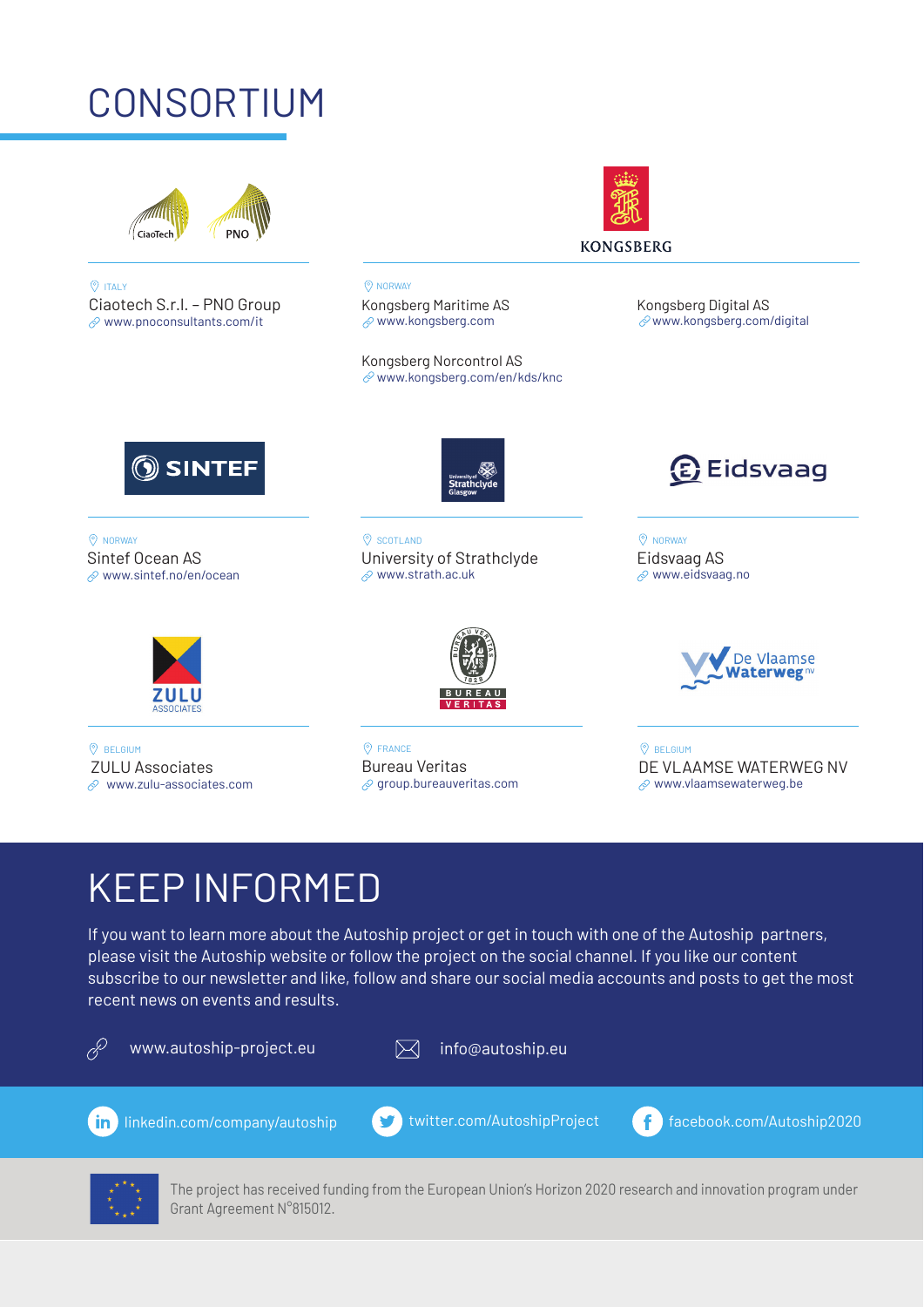# CONSORTIUM

ITALY
Ciaotech S.r.l. – PNO Group
www.pnoconsultants.com/it

NORWAY
Kongsberg Maritime AS
www.kongsberg.com

Kongsberg Digital AS
www.kongsberg.com/digital

Kongsberg Norcontrol AS
www.kongsberg.com/en/kds/knc

NORWAY
Sintef Ocean AS
www.sintef.no/en/ocean

SCOTLAND
University of Strathclyde
www.strath.ac.uk

NORWAY
Eidsvaag AS
www.eidsvaag.no

BELGIUM
ZULU Associates
www.zulu-associates.com

FRANCE
Bureau Veritas
group.bureauveritas.com

BELGIUM
DE VLAAMSE WATERWEG NV
www.vlaamsewaterweg.be

# KEEP INFORMED

If you want to learn more about the Autoship project or get in touch with one of the Autoship partners, please visit the Autoship website or follow the project on the social channel. If you like our content subscribe to our newsletter and like, follow and share our social media accounts and posts to get the most recent news on events and results.

www.autoship-project.eu

info@autoship.eu

linkedin.com/company/autoship

twitter.com/AutoshipProject

facebook.com/Autoship2020

The project has received funding from the European Union's Horizon 2020 research and innovation program under Grant Agreement N°815012.